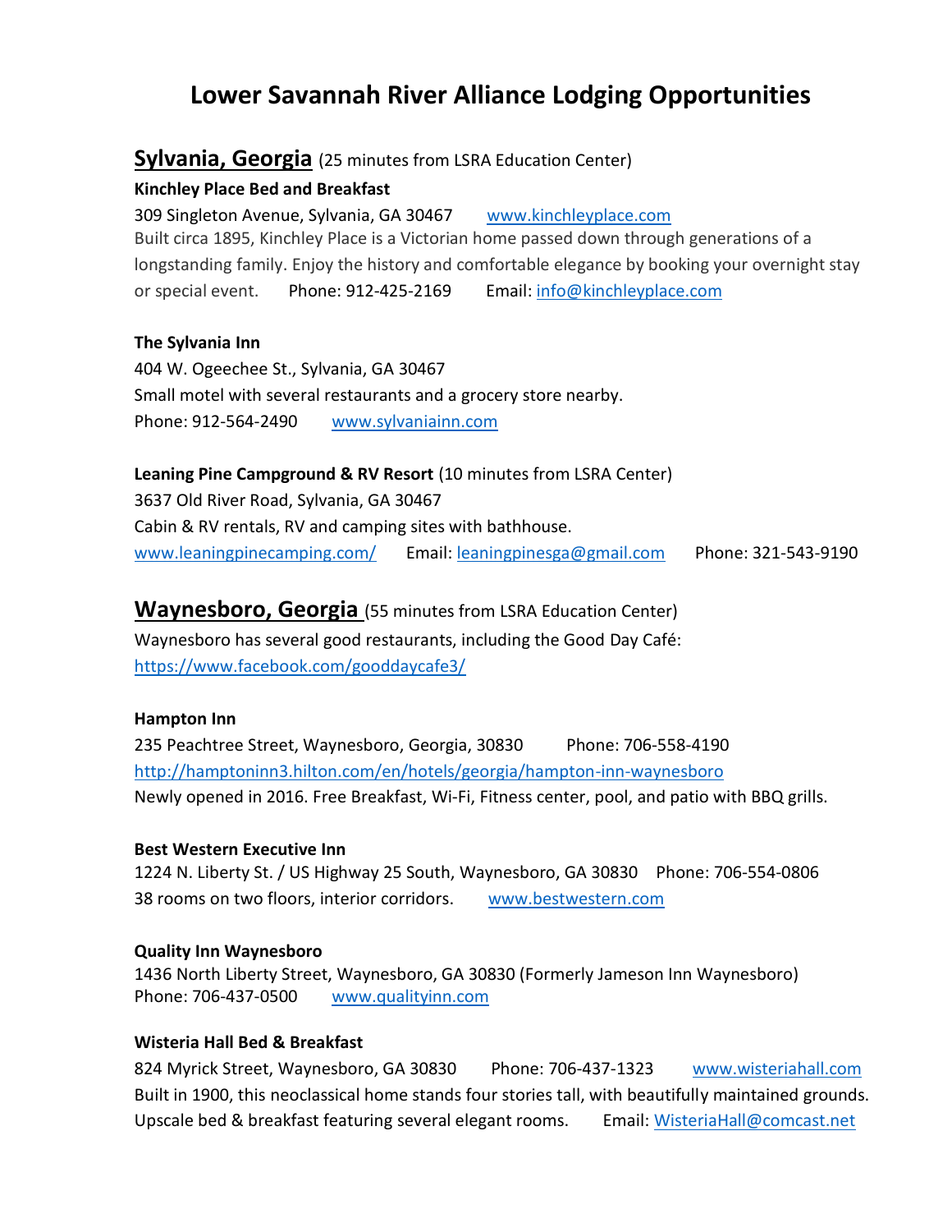# Lower Savannah River Alliance Lodging Opportunities

## Sylvania, Georgia (25 minutes from LSRA Education Center)

**Kinchley Place Bed and Breakfast**

309 Singleton Avenue, Sylvania, GA 30467 www.kinchleyplace.com

Built circa 1895, Kinchley Place is a Victorian home passed down through generations of a longstanding family. Enjoy the history and comfortable elegance by booking your overnight stay or special event. Phone: 912-425-2169 Email: info@kinchleyplace.com

**The Sylvania Inn**

404 W. Ogeechee St., Sylvania, GA 30467

Small motel with several restaurants and a grocery store nearby.

Phone: 912-564-2490 www.sylvaniainn.com

**Leaning Pine Campground & RV Resort** (10 minutes from LSRA Center)

3637 Old River Road, Sylvania, GA 30467

Cabin & RV rentals, RV and camping sites with bathhouse.

www.leaningpinecamping.com/ Email: leaningpinesga@gmail.com Phone: 321-543-9190

## Waynesboro, Georgia (55 minutes from LSRA Education Center)

Waynesboro has several good restaurants, including the Good Day Café: https://www.facebook.com/gooddaycafe3/

**Hampton Inn**

235 Peachtree Street, Waynesboro, Georgia, 30830 Phone: 706-558-4190

http://hamptoninn3.hilton.com/en/hotels/georgia/hampton-inn-waynesboro

Newly opened in 2016. Free Breakfast, Wi-Fi, Fitness center, pool, and patio with BBQ grills.

**Best Western Executive Inn**

1224 N. Liberty St. / US Highway 25 South, Waynesboro, GA 30830 Phone: 706-554-0806

38 rooms on two floors, interior corridors. www.bestwestern.com

**Quality Inn Waynesboro**

1436 North Liberty Street, Waynesboro, GA 30830 (Formerly Jameson Inn Waynesboro)

Phone: 706-437-0500 www.qualityinn.com

**Wisteria Hall Bed & Breakfast**

824 Myrick Street, Waynesboro, GA 30830 Phone: 706-437-1323 www.wisteriahall.com

Built in 1900, this neoclassical home stands four stories tall, with beautifully maintained grounds. Upscale bed & breakfast featuring several elegant rooms. Email: WisteriaHall@comcast.net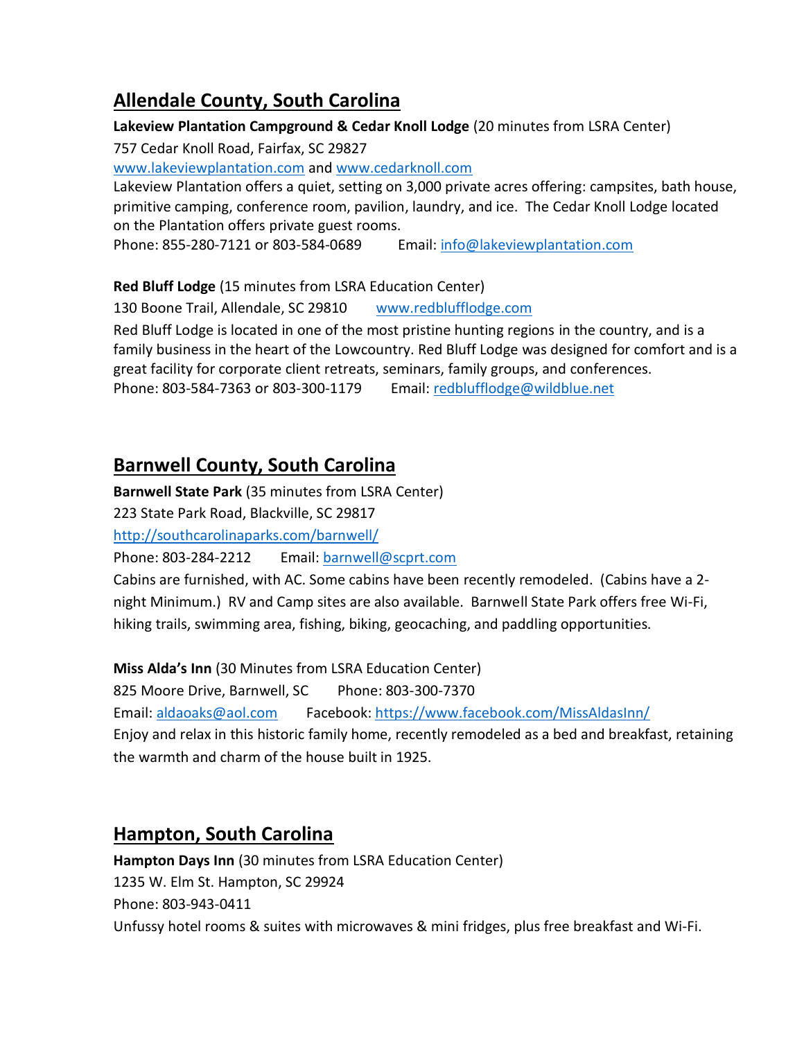## Allendale County, South Carolina

**Lakeview Plantation Campground & Cedar Knoll Lodge** (20 minutes from LSRA Center)
757 Cedar Knoll Road, Fairfax, SC 29827
www.lakeviewplantation.com and www.cedarknoll.com
Lakeview Plantation offers a quiet, setting on 3,000 private acres offering: campsites, bath house, primitive camping, conference room, pavilion, laundry, and ice. The Cedar Knoll Lodge located on the Plantation offers private guest rooms.
Phone: 855-280-7121 or 803-584-0689 Email: info@lakeviewplantation.com

**Red Bluff Lodge** (15 minutes from LSRA Education Center)
130 Boone Trail, Allendale, SC 29810 www.redblufflodge.com
Red Bluff Lodge is located in one of the most pristine hunting regions in the country, and is a family business in the heart of the Lowcountry. Red Bluff Lodge was designed for comfort and is a great facility for corporate client retreats, seminars, family groups, and conferences.
Phone: 803-584-7363 or 803-300-1179 Email: redblufflodge@wildblue.net

## Barnwell County, South Carolina

**Barnwell State Park** (35 minutes from LSRA Center)
223 State Park Road, Blackville, SC 29817
http://southcarolinaparks.com/barnwell/
Phone: 803-284-2212 Email: barnwell@scprt.com
Cabins are furnished, with AC. Some cabins have been recently remodeled. (Cabins have a 2-night Minimum.) RV and Camp sites are also available. Barnwell State Park offers free Wi-Fi, hiking trails, swimming area, fishing, biking, geocaching, and paddling opportunities.

**Miss Alda's Inn** (30 Minutes from LSRA Education Center)
825 Moore Drive, Barnwell, SC Phone: 803-300-7370
Email: aldaoaks@aol.com Facebook: https://www.facebook.com/MissAldasInn/
Enjoy and relax in this historic family home, recently remodeled as a bed and breakfast, retaining the warmth and charm of the house built in 1925.

## Hampton, South Carolina

**Hampton Days Inn** (30 minutes from LSRA Education Center)
1235 W. Elm St. Hampton, SC 29924
Phone: 803-943-0411
Unfussy hotel rooms & suites with microwaves & mini fridges, plus free breakfast and Wi-Fi.